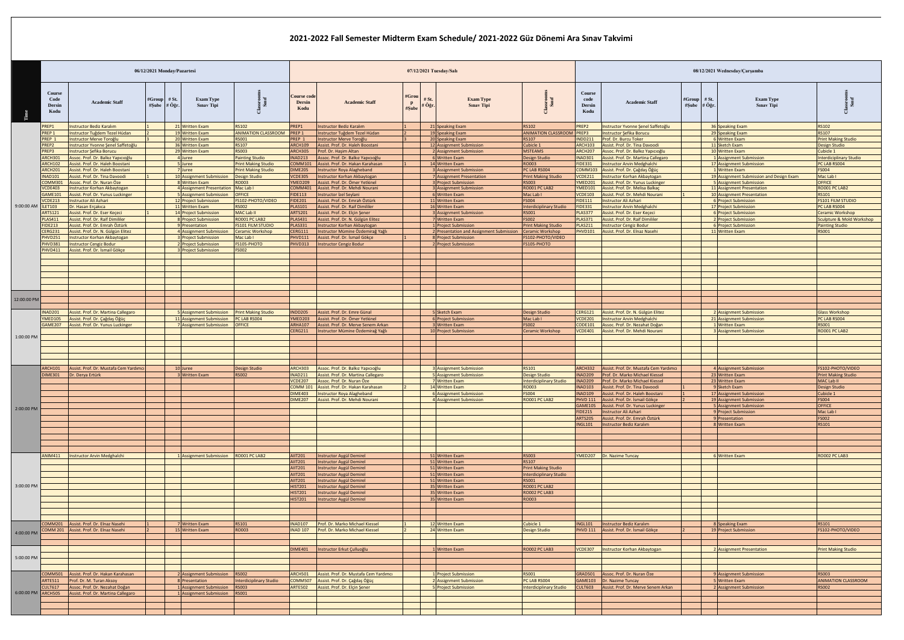# 2021-2022 Fall Semester Midterm Exam Schedule/ 2021-2022 Güz Dönemi Ara Sınav Takvimi

| Time | 06/12/2021 Monday/Pazartesi | | | | | | 07/12/2021 Tuesday/Salı | | | | | | 08/12/2021 Wednesday/Çarşamba | | | | | |
|---|---|---|---|---|---|---|---|---|---|---|---|---|---|---|---|---|---|---|
| | Course Code Dersin Kodu | Academic Staff | #Group #Şube | # St. # Öğr. | Exam Type Sınav Tipi | Classrooms Sınıf | Course code Dersin Kodu | Academic Staff | #Group #Şube | # St. # Öğr. | Exam Type Sınav Tipi | Classrooms Sınıf | Course code Dersin Kodu | Academic Staff | #Group #Şube | # St. # Öğr. | Exam Type Sınav Tipi | Classrooms Sınıf |
| 9:00:00 AM | PREP1 | Instructor Bediz Karalım | 1 | 21 | Written Exam | RS102 | PREP1 | Instructor Bediz Karalım | 1 | 21 | Speaking Exam | RS102 | PREP2 | Instructor Yvonne Şenel Saffetoğlu | | 36 | Speaking Exam | RS102 |
| | PREP 1 | Instructor Tuğdem Tezel Hüdan | 2 | 19 | Written Exam | ANIMATION CLASSROOM | PREP 1 | Instructor Tuğdem Tezel Hüdan | 2 | 19 | Speaking Exam | ANIMATION CLASSROOM | PREP3 | Instructor Şefika Borucu | | 29 | Speaking Exam | RS107 |
| | PREP 1 | Instructor Merve Toroğlu | 3 | 20 | Written Exam | RS001 | PREP 1 | Instructor Merve Toroğlu | 3 | 20 | Speaking Exam | RS107 | INDD211 | Prof. Dr. Burcu Toker | | 6 | Written Exam | Print Making Studio |
| | PREP2 | Instructor Yvonne Şenel Saffetoğlu | | 36 | Written Exam | RS107 | ARCH109 | Assist. Prof. Dr. Haleh Boostani | | 12 | Assignment Submission | Cubicle 1 | ARCH103 | Assist. Prof. Dr. Tina Davoodi | | 11 | Sketch Exam | Design Studio |
| | PREP3 | Instructor Şefika Borucu | | 29 | Written Exam | RS003 | ARCH305 | Prof. Dr. Haşim Altan | | 2 | Assignment Submission | MSTEAMS | ARCH207 | Assoc. Prof. Dr. Balkız Yapıcıoğlu | | 10 | Written Exam | Cubicle 1 |
| | ARCH301 | Assoc. Prof. Dr. Balkız Yapıcıoğlu | | 4 | Juree | Painting Studio | INAD213 | Assoc. Prof. Dr. Balkız Yapıcıoğlu | | 6 | Written Exam | Design Studio | INAD301 | Assist. Prof. Dr. Martina Callegaro | | 1 | Assignment Submission | Interdiciplinary Studio |
| | ARCH102 | Assist. Prof. Dr. Haleh Boostani | | 5 | Juree | Print Making Studio | COMM101 | Assist. Prof. Dr. Hakan Karahasan | 1 | 14 | Written Exam | RO003 | FIDE331 | Instructor Arvin Medghalchi | | 17 | Assignment Submission | PC LAB RS004 |
| | ARCH201 | Assist. Prof. Dr. Haleh Boostani | | 7 | Juree | Print Making Studio | DIME205 | Instructor Roya Alagheband | | 3 | Assignment Submission | PC LAB RS004 | COMM103 | Assist. Prof. Dr. Çağdaş Öğüç | | 1 | Written Exam | FS004 |
| | INAD101 | Assist. Prof. Dr. Tina Davoodi | 1 | 10 | Assignment Submission | Design Studio | VCDE305 | Instructor Korhan Akbaytogan | | 7 | Assignment Presentation | Print Making Studio | VCDE211 | Instructor Korhan Akbaytogan | | 19 | Assignment Submission and Design Exam | Mac Lab I |
| | COMM301 | Assoc. Prof. Dr. Nuran Öze | | 8 | Written Exam | RO003 | YMED209 | Assist. Prof. Dr. Ömer Yetkinel | | 3 | Project Submission | RS003 | YMED201 | Assist. Prof. Dr. Yunus Luckinger | | 5 | Assignment Submission | OFFICE |
| | VCDE403 | Instructor Korhan Akbaytogan | | 4 | Assignment Presentation | Mac Lab I | COMM401 | Assist. Prof. Dr. Mehdi Nourani | | 3 | Assignment Submission | RO001 PC LAB2 | YMED101 | Assist. Prof. Dr. Melisa Balkaç | | 11 | Assignment Presentation | RO001 PC LAB2 |
| | GAME101 | Assist. Prof. Dr. Yunus Luckinger | | 5 | Assignment Submission | OFFICE | FIDE113 | Instructor İzel Seylani | | 6 | Written Exam | Mac Lab I | VCDE103 | Assist. Prof. Dr. Mehdi Nourani | 1 | 10 | Assignment Presentation | RS101 |
| | VCDE213 | Instructor Ali Azhari | | 12 | Project Submission | FS102-PHOTO/VIDEO | FIDE201 | Assist. Prof. Dr. Emrah Öztürk | | 11 | Written Exam | FS004 | FIDE111 | Instructor Ali Azhari | | 6 | Project Submission | FS101 FILM STUDIO |
| | İLET103 | Dr. Hasan Erçakıca | | 11 | Written Exam | RS002 | PLAS101 | Assist. Prof. Dr. Raif Dimililer | | 16 | Written Exam | Interdiciplinary Studio | FIDE331 | Instructor Arvin Medghalchi | | 17 | Project Submission | PC LAB RS004 |
| | ARTS121 | Assist. Prof. Dr. Eser Keçeci | 1 | 14 | Project Submission | MAC Lab II | ARTS201 | Assist. Prof. Dr. Elçin Şener | | 3 | Assignment Submission | RS001 | PLAS377 | Assist. Prof. Dr. Eser Keçeci | | 6 | Project Submission | Ceramic Workshop |
| | PLAS411 | Assist. Prof. Dr. Raif Dimililer | | 8 | Project Submission | RO001 PC LAB2 | PLAS431 | Assist. Prof. Dr. N. Gülgün Elitez | | 7 | Written Exam | FS002 | PLAS371 | Assist. Prof. Dr. Raif Dimililer | | 2 | Project Submission | Sculpture & Mold Workshop |
| | FIDE213 | Assist. Prof. Dr. Emrah Öztürk | | 9 | Presentation | FS101 FILM STUDIO | PLAS331 | Instructor Korhan Akbaytogan | | 1 | Project Submission | Print Making Studio | PLAS211 | Instructor Cengiz Bodur | | 6 | Project Submission | Painting Studio |
| | CERG231 | Assist. Prof. Dr. N. Gülgün Elitez | | 4 | Assignment Submission | Ceramic Workshop | CERG111 | Instructor Mümine Özdemirağ Yağlı | | 2 | Presentation and Assignment Submission | Ceramic Workshop | PHVD101 | Assist. Prof. Dr. Elnaz Nasehi | | 11 | Written Exam | RS001 |
| | PHVD251 | Instructor Korhan Akbaytogan | | 3 | Project Submission | Mac Lab I | PHVD111 | Assist. Prof. Dr. İsmail Gökçe | 1 | 8 | Project Submission | FS102-PHOTO/VIDEO | | | | | | |
| | PHVD381 | Instructor Cengiz Bodur | | 2 | Project Submission | FS105-PHOTO | PHVD313 | Instructor Cengiz Bodur | | 2 | Project Submission | FS105-PHOTO | | | | | | |
| | PHVD411 | Assist. Prof. Dr. İsmail Gökçe | | 3 | Project Submission | FS002 | | | | | | | | | | | | |
| 12:00:00 PM | | | | | | | | | | | | | | | | | | |
| 1:00:00 PM | INAD201 | Assist. Prof. Dr. Martina Callegaro | | 5 | Assignment Submission | Print Making Studio | INDD205 | Assist. Prof. Dr. Emre Günal | | 5 | Sketch Exam | Design Studio | CERG121 | Assist. Prof. Dr. N. Gülgün Elitez | | 2 | Assignment Submission | Glass Workshop |
| | YMED105 | Assist. Prof. Dr. Çağdaş Öğüç | | 11 | Assignment Submission | PC LAB RS004 | YMED203 | Assist. Prof. Dr. Ömer Yetkinel | | 6 | Project Submission | Mac Lab I | VCDE201 | Instructor Arvin Medghalchi | | 21 | Assignment Submission | PC LAB RS004 |
| | GAME207 | Assist. Prof. Dr. Yunus Luckinger | | 7 | Assignment Submission | OFFICE | ARHA107 | Assist. Prof. Dr. Merve Senem Arkan | | 3 | Written Exam | FS002 | CODE101 | Assoc. Prof. Dr. Nezahat Doğan | | 1 | Written Exam | RS001 |
| | | | | | | | CERG211 | Instructor Mümine Özdemirağ Yağlı | | 10 | Project Submission | Ceramic Workshop | VCDE401 | Assist. Prof. Dr. Mehdi Nourani | | 3 | Assignment Submission | RO001 PC LAB2 |
| 2:00:00 PM | ARCH101 | Assist. Prof. Dr. Mustafa Cem Yardımcı | | 10 | Juree | Design Studio | ARCH303 | Assoc. Prof. Dr. Balkız Yapıcıoğlu | | 3 | Assignment Submission | RS101 | ARCH332 | Assist. Prof. Dr. Mustafa Cem Yardımcı | | 4 | Assignment Submission | FS102-PHOTO/VIDEO |
| | DIME301 | Dr. Derya Ertürk | | 3 | Written Exam | RS002 | INAD211 | Assist. Prof. Dr. Martina Callegaro | | 5 | Assignment Submission | Design Studio | INAD209 | Prof. Dr. Marko Michael Kiessel | | 23 | Written Exam | Print Making Studio |
| | | | | | | | VCDE207 | Assoc. Prof. Dr. Nuran Öze | | 7 | Written Exam | Interdiciplinary Studio | INAD209 | Prof. Dr. Marko Michael Kiessel | | 23 | Written Exam | MAC Lab II |
| | | | | | | | COMM 101 | Assist. Prof. Dr. Hakan Karahasan | 2 | 14 | Written Exam | RO003 | INAD103 | Assist. Prof. Dr. Tina Davoodi | 1 | 9 | Sketch Exam | Design Studio |
| | | | | | | | DIME403 | Instructor Roya Alagheband | | 6 | Assignment Submission | FS004 | INAD109 | Assist. Prof. Dr. Haleh Boostani | 1 | 17 | Assignment Submission | Cubicle 1 |
| | | | | | | | DIME207 | Assist. Prof. Dr. Mehdi Nourani | | 4 | Assignment Submission | RO001 PC LAB2 | PHVD 111 | Assist. Prof. Dr. İsmail Gökçe | 2 | 19 | Assignment Submission | FS004 |
| | | | | | | | | | | | | | GAME105 | Assist. Prof. Dr. Yunus Luckinger | | 5 | Assignment Submission | OFFICE |
| | | | | | | | | | | | | | FIDE215 | Instructor Ali Azhari | | 9 | Project Submission | Mac Lab I |
| | | | | | | | | | | | | | ARTS205 | Assist. Prof. Dr. Emrah Öztürk | | 9 | Presentation | FS002 |
| | | | | | | | | | | | | | INGL101 | Instructor Bediz Karalım | | 8 | Written Exam | RS101 |
| 3:00:00 PM | ANIM411 | Instructor Arvin Medghalchi | | 1 | Assignment Submission | RO001 PC LAB2 | AIIT201 | Instructor Aygül Demirel | | 51 | Written Exam | RS003 | YMED207 | Dr. Nazime Tuncay | | 6 | Written Exam | RO002 PC LAB3 |
| | | | | | | | AIIT201 | Instructor Aygül Demirel | | 51 | Written Exam | RS107 | | | | | | |
| | | | | | | | AIIT201 | Instructor Aygül Demirel | | 51 | Written Exam | Print Making Studio | | | | | | |
| | | | | | | | AIIT201 | Instructor Aygül Demirel | | 51 | Written Exam | Interdiciplinary Studio | | | | | | |
| | | | | | | | AIIT201 | Instructor Aygül Demirel | | 51 | Written Exam | RS001 | | | | | | |
| | | | | | | | HIST201 | Instructor Aygül Demirel | | 35 | Written Exam | RO001 PC LAB2 | | | | | | |
| | | | | | | | HIST201 | Instructor Aygül Demirel | | 35 | Written Exam | RO002 PC LAB3 | | | | | | |
| | | | | | | | HIST201 | Instructor Aygül Demirel | | 35 | Written Exam | RO003 | | | | | | |
| 4:00:00 PM | COMM201 | Assist. Prof. Dr. Elnaz Nasehi | 1 | 7 | Written Exam | RS101 | INAD107 | Prof. Dr. Marko Michael Kiessel | 1 | 12 | Written Exam | Cubicle 1 | INGL101 | Instructor Bediz Karalım | | 8 | Speaking Exam | RS101 |
| | COMM 201 | Assist. Prof. Dr. Elnaz Nasehi | 2 | 15 | Written Exam | RO003 | INAD 107 | Prof. Dr. Marko Michael Kiessel | 2 | 24 | Written Exam | Design Studio | PHVD 111 | Assist. Prof. Dr. İsmail Gökçe | 2 | 19 | Project Submission | FS102-PHOTO/VIDEO |
| 5:00:00 PM | | | | | | | DIME401 | Instructor Erkut Çulluoğlu | | 1 | Written Exam | RO002 PC LAB3 | VCDE307 | Instructor Korhan Akbaytogan | | 2 | Assignment Presentation | Print Making Studio |
| 6:00:00 PM | COMM501 | Assist. Prof. Dr. Hakan Karahasan | | 2 | Assignment Submission | RS002 | ARCH501 | Assist. Prof. Dr. Mustafa Cem Yardımcı | | 1 | Project Submission | RS001 | GRAD501 | Assoc. Prof. Dr. Nuran Öze | | 9 | Assignment Submission | RS003 |
| | ARTE511 | Prof. Dr. M. Turan Aksoy | | 8 | Presentation | Interdiciplinary Studio | COMM507 | Assist. Prof. Dr. Çağdaş Öğüç | | 2 | Assignment Submission | PC LAB RS004 | GAME103 | Dr. Nazime Tuncay | | 5 | Written Exam | ANIMATION CLASSROOM |
| | CULT617 | Assoc. Prof. Dr. Nezahat Doğan | | 1 | Assignment Submission | RS003 | ARTE502 | Assist. Prof. Dr. Elçin Şener | | 5 | Project Submission | Interdiciplinary Studio | CULT603 | Assist. Prof. Dr. Merve Senem Arkan | | 2 | Assignment Submission | RS002 |
| | ARCH505 | Assist. Prof. Dr. Martina Callegaro | | 1 | Assignment Submission | RS001 | | | | | | | | | | | | |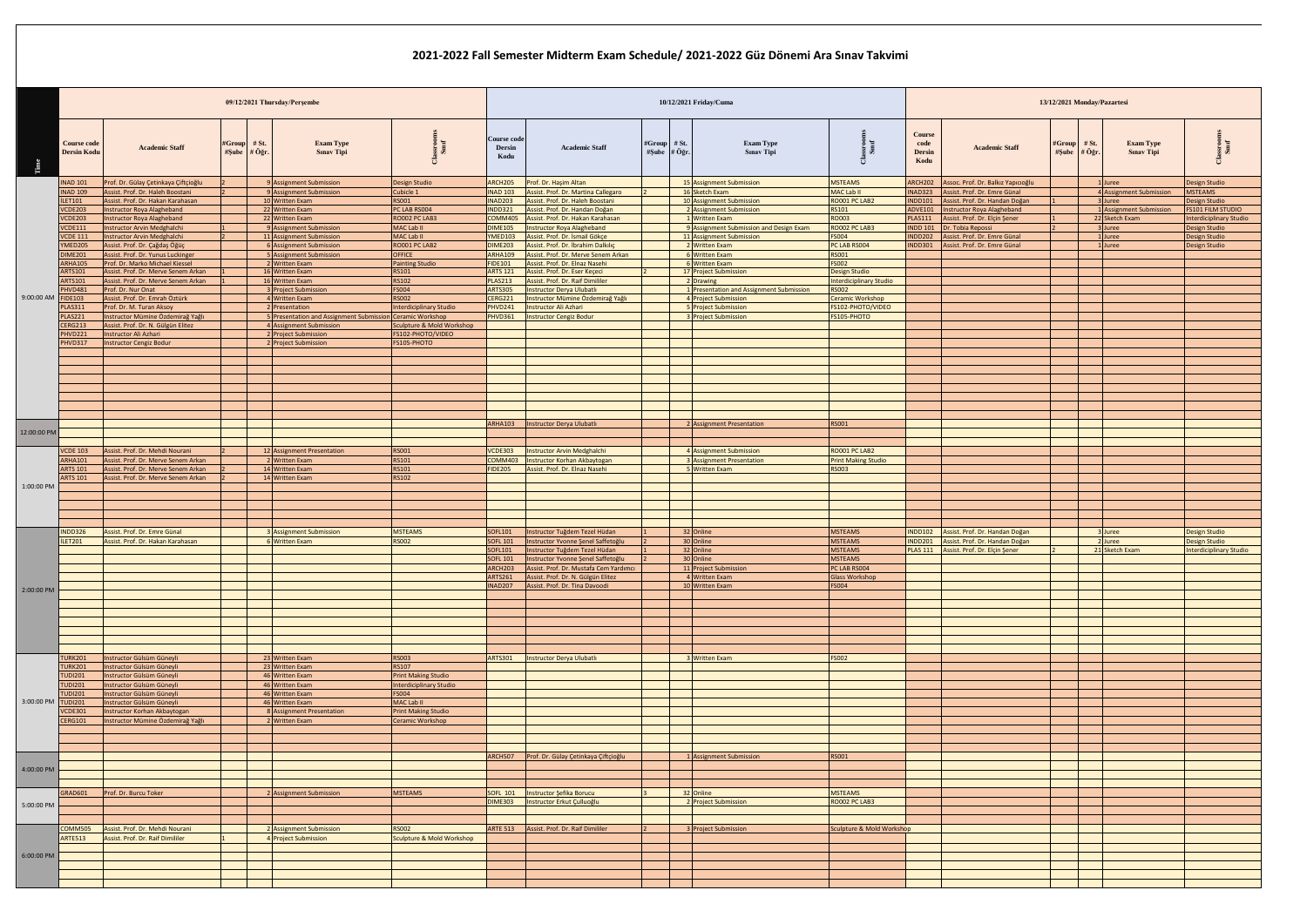# 2021-2022 Fall Semester Midterm Exam Schedule/ 2021-2022 Güz Dönemi Ara Sınav Takvimi

| Time | 09/12/2021 Thursday/Perşembe | | | | | | 10/12/2021 Friday/Cuma | | | | | | 13/12/2021 Monday/Pazartesi | | | | | |
|---|---|---|---|---|---|---|---|---|---|---|---|---|---|---|---|---|---|---|
| | Course code Dersin Kodu | Academic Staff | #Group #Şube | # St. # Öğr. | Exam Type Sınav Tipi | Classrooms Sınıf | Course code Dersin Kodu | Academic Staff | #Group #Şube | # St. # Öğr. | Exam Type Sınav Tipi | Classrooms Sınıf | Course code Dersin Kodu | Academic Staff | #Group #Şube | # St. # Öğr. | Exam Type Sınav Tipi | Classrooms Sınıf |
| 9:00:00 AM | INAD 101 | Prof. Dr. Gülay Çetinkaya Çiftçioğlu | 2 | 9 | Assignment Submission | Design Studio | ARCH205 | Prof. Dr. Haşim Altan | | 15 | Assignment Submission | MSTEAMS | ARCH202 | Assoc. Prof. Dr. Balkız Yapıcıoğlu | | 1 | Juree | Design Studio |
| | INAD 109 | Assist. Prof. Dr. Haleh Boostani | 2 | 9 | Assignment Submission | Cubicle 1 | INAD 103 | Assist. Prof. Dr. Martina Callegaro | 2 | 16 | Sketch Exam | MAC Lab II | INAD323 | Assist. Prof. Dr. Emre Günal | | 4 | Assignment Submission | MSTEAMS |
| | ILET101 | Assist. Prof. Dr. Hakan Karahasan | | 10 | Written Exam | RS001 | INAD203 | Assist. Prof. Dr. Haleh Boostani | | 10 | Assignment Submission | RO001 PC LAB2 | INDD101 | Assist. Prof. Dr. Handan Doğan | 1 | 3 | Juree | Design Studio |
| | VCDE203 | Instructor Roya Alagheband | | 22 | Written Exam | PC LAB RS004 | INDD321 | Assist. Prof. Dr. Handan Doğan | | 2 | Assignment Submission | RS101 | ADVE101 | Instructor Roya Alagheband | | 1 | Assignment Submission | FS101 FILM STUDIO |
| | VCDE203 | Instructor Roya Alagheband | | 22 | Written Exam | RO002 PC LAB3 | COMM405 | Assist. Prof. Dr. Hakan Karahasan | | 1 | Written Exam | RO003 | PLAS111 | Assist. Prof. Dr. Elçin Şener | 1 | 22 | Sketch Exam | Interdisciplinary Studio |
| | VCDE111 | Instructor Arvin Medghalchi | 1 | 9 | Assignment Submission | MAC Lab II | DIME105 | Instructor Roya Alagheband | | 9 | Assignment Submission and Design Exam | RO002 PC LAB3 | INDD 101 | Dr. Tobia Repossi | 2 | 3 | Juree | Design Studio |
| | VCDE 111 | Instructor Arvin Medghalchi | 2 | 11 | Assignment Submission | MAC Lab II | YMED103 | Assist. Prof. Dr. Ismail Gökçe | | 11 | Assignment Submission | FS004 | INDD202 | Assist. Prof. Dr. Emre Günal | | 1 | Juree | Design Studio |
| | YMED205 | Assist. Prof. Dr. Çağdaş Öğüç | | 6 | Assignment Submission | RO001 PC LAB2 | DIME203 | Assist. Prof. Dr. İbrahim Dalkılıç | | 2 | Written Exam | PC LAB RS004 | INDD301 | Assist. Prof. Dr. Emre Günal | | 1 | Juree | Design Studio |
| | DIME201 | Assist. Prof. Dr. Yunus Luckinger | | 5 | Assignment Submission | OFFICE | ARHA109 | Assist. Prof. Dr. Merve Senem Arkan | | 6 | Written Exam | RS001 | | | | | | |
| | ARHA105 | Prof. Dr. Marko Michael Kiessel | | 2 | Written Exam | Painting Studio | FIDE101 | Assist. Prof. Dr. Elnaz Nasehi | | 6 | Written Exam | FS002 | | | | | | |
| | ARTS101 | Assist. Prof. Dr. Merve Senem Arkan | 1 | 16 | Written Exam | RS101 | ARTS 121 | Assist. Prof. Dr. Eser Keçeci | 2 | 17 | Project Submission | Design Studio | | | | | | |
| | ARTS101 | Assist. Prof. Dr. Merve Senem Arkan | 1 | 16 | Written Exam | RS102 | PLAS213 | Assist. Prof. Dr. Raif Dimililer | | 2 | Drawing | Interdisciplinary Studio | | | | | | |
| | PHVD481 | Prof. Dr. Nur Onat | | 3 | Project Submission | FS004 | ARTS305 | Instructor Derya Ulubatlı | | 1 | Presentation and Assignment Submission | RS002 | | | | | | |
| | FIDE103 | Assist. Prof. Dr. Emrah Öztürk | | 4 | Written Exam | RS002 | CERG221 | Instructor Mümine Özdemirağ Yağlı | | 4 | Project Submission | Ceramic Workshop | | | | | | |
| | PLAS311 | Prof. Dr. Turan Aksoy | | 2 | Presentation | Interdisciplinary Studio | PHVD241 | Instructor Ali Azhari | | 5 | Project Submission | FS102-PHOTO/VIDEO | | | | | | |
| | PLAS221 | Instructor Mümine Özdemirağ Yağlı | | 5 | Presentation and Assignment Submission | Ceramic Workshop | PHVD361 | Instructor Cengiz Bodur | | 3 | Project Submission | FS105-PHOTO | | | | | | |
| | CERG213 | Assist. Prof. Dr. N. Gülgün Elitez | | 4 | Assignment Submission | Sculpture & Mold Workshop | | | | | | | | | | | | |
| | PHVD221 | Instructor Ali Azhari | | 2 | Project Submission | FS102-PHOTO/VIDEO | | | | | | | | | | | | |
| | PHVD317 | Instructor Cengiz Bodur | | 2 | Project Submission | FS105-PHOTO | | | | | | | | | | | | |
| 12:00:00 PM | | | | | | | ARHA103 | Instructor Derya Ulubatlı | | 2 | Assignment Presentation | RS001 | | | | | | |
| 1:00:00 PM | VCDE 103 | Assist. Prof. Dr. Mehdi Nourani | 2 | 12 | Assignment Presentation | RS001 | VCDE303 | Instructor Arvin Medghalchi | | 4 | Assignment Submission | RO001 PC LAB2 | | | | | | |
| | ARHA101 | Assist. Prof. Dr. Merve Senem Arkan | | 2 | Written Exam | RS101 | COMM403 | Instructor Korhan Akbaytogan | | 3 | Assignment Presentation | Print Making Studio | | | | | | |
| | ARTS 101 | Assist. Prof. Dr. Merve Senem Arkan | 2 | 14 | Written Exam | RS101 | FIDE205 | Assist. Prof. Dr. Elnaz Nasehi | | 5 | Written Exam | RS003 | | | | | | |
| | ARTS 101 | Assist. Prof. Dr. Merve Senem Arkan | 2 | 14 | Written Exam | RS102 | | | | | | | | | | | | |
| 2:00:00 PM | INDD326 | Assist. Prof. Dr. Emre Günal | | 3 | Assignment Submission | MSTEAMS | SOFL101 | Instructor Tuğdem Tezel Hüdan | 1 | 32 | Online | MSTEAMS | INDD102 | Assist. Prof. Dr. Handan Doğan | | 3 | Juree | Design Studio |
| | ILET201 | Assist. Prof. Dr. Hakan Karahasan | | 6 | Written Exam | RS002 | SOFL 101 | Instructor Yvonne Şenel Saffetoğlu | 2 | 30 | Online | MSTEAMS | INDD201 | Assist. Prof. Dr. Handan Doğan | | 2 | Juree | Design Studio |
| | | | | | | | SOFL101 | Instructor Tuğdem Tezel Hüdan | 1 | 32 | Online | MSTEAMS | PLAS 111 | Assist. Prof. Dr. Elçin Şener | 2 | 21 | Sketch Exam | Interdisciplinary Studio |
| | | | | | | | SOFL 101 | Instructor Yvonne Şenel Saffetoğlu | 2 | 30 | Online | MSTEAMS | | | | | | |
| | | | | | | | ARCH203 | Assist. Prof. Dr. Mustafa Cem Yardımcı | | 11 | Project Submission | PC LAB RS004 | | | | | | |
| | | | | | | | ARTS261 | Assist. Prof. Dr. N. Gülgün Elitez | | 4 | Written Exam | Glass Workshop | | | | | | |
| | | | | | | | INAD207 | Assist. Prof. Dr. Tina Davoodi | | 10 | Written Exam | FS004 | | | | | | |
| 3:00:00 PM | TURK201 | Instructor Gülsüm Güneyli | | 23 | Written Exam | RS003 | ARTS301 | Instructor Derya Ulubatlı | | 3 | Written Exam | FS002 | | | | | | |
| | TURK201 | Instructor Gülsüm Güneyli | | 23 | Written Exam | RS107 | | | | | | | | | | | | |
| | TUDI201 | Instructor Gülsüm Güneyli | | 46 | Written Exam | Print Making Studio | | | | | | | | | | | | |
| | TUDI201 | Instructor Gülsüm Güneyli | | 46 | Written Exam | Interdisciplinary Studio | | | | | | | | | | | | |
| | TUDI201 | Instructor Gülsüm Güneyli | | 46 | Written Exam | FS004 | | | | | | | | | | | | |
| | TUDI201 | Instructor Gülsüm Güneyli | | 46 | Written Exam | MAC Lab II | | | | | | | | | | | | |
| | VCDE301 | Instructor Korhan Akbaytogan | | 8 | Assignment Presentation | Print Making Studio | | | | | | | | | | | | |
| | CERG101 | Instructor Mümine Özdemirağ Yağlı | | 2 | Written Exam | Ceramic Workshop | | | | | | | | | | | | |
| 4:00:00 PM | | | | | | | ARCH507 | Prof. Dr. Gülay Çetinkaya Çiftçioğlu | | 1 | Assignment Submission | RS001 | | | | | | |
| 5:00:00 PM | GRAD601 | Prof. Dr. Burcu Toker | | 2 | Assignment Submission | MSTEAMS | SOFL 101 | Instructor Şefika Borucu | 3 | 32 | Online | MSTEAMS | | | | | | |
| | | | | | | | DIME303 | Instructor Erkut Çulluoğlu | | 2 | Project Submission | RO002 PC LAB3 | | | | | | |
| 6:00:00 PM | COMM505 | Assist. Prof. Dr. Mehdi Nourani | | 2 | Assignment Submission | RS002 | ARTE 513 | Assist. Prof. Dr. Raif Dimililer | 2 | 3 | Project Submission | Sculpture & Mold Workshop | | | | | | |
| | ARTE513 | Assist. Prof. Dr. Raif Dimililer | 1 | 4 | Project Submission | Sculpture & Mold Workshop | | | | | | | | | | | | |